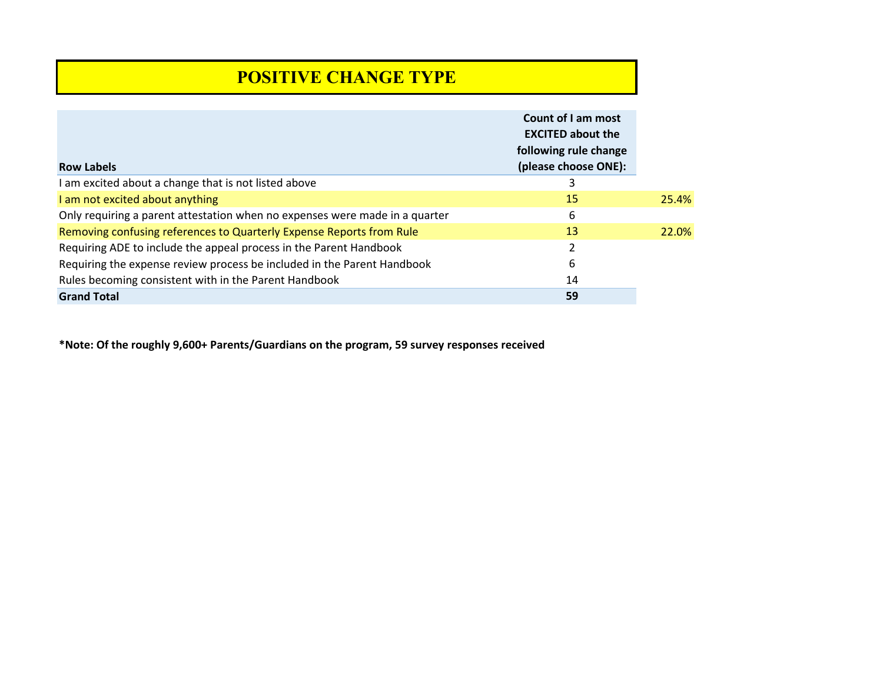# POSITIVE CHANGE TYPE

| Row Labels | Count of I am most EXCITED about the following rule change (please choose ONE): | |
|---|---|---|
| I am excited about a change that is not listed above | 3 | |
| I am not excited about anything | 15 | 25.4% |
| Only requiring a parent attestation when no expenses were made in a quarter | 6 | |
| Removing confusing references to Quarterly Expense Reports from Rule | 13 | 22.0% |
| Requiring ADE to include the appeal process in the Parent Handbook | 2 | |
| Requiring the expense review process be included in the Parent Handbook | 6 | |
| Rules becoming consistent with in the Parent Handbook | 14 | |
| **Grand Total** | **59** | |

**\*Note: Of the roughly 9,600+ Parents/Guardians on the program, 59 survey responses received**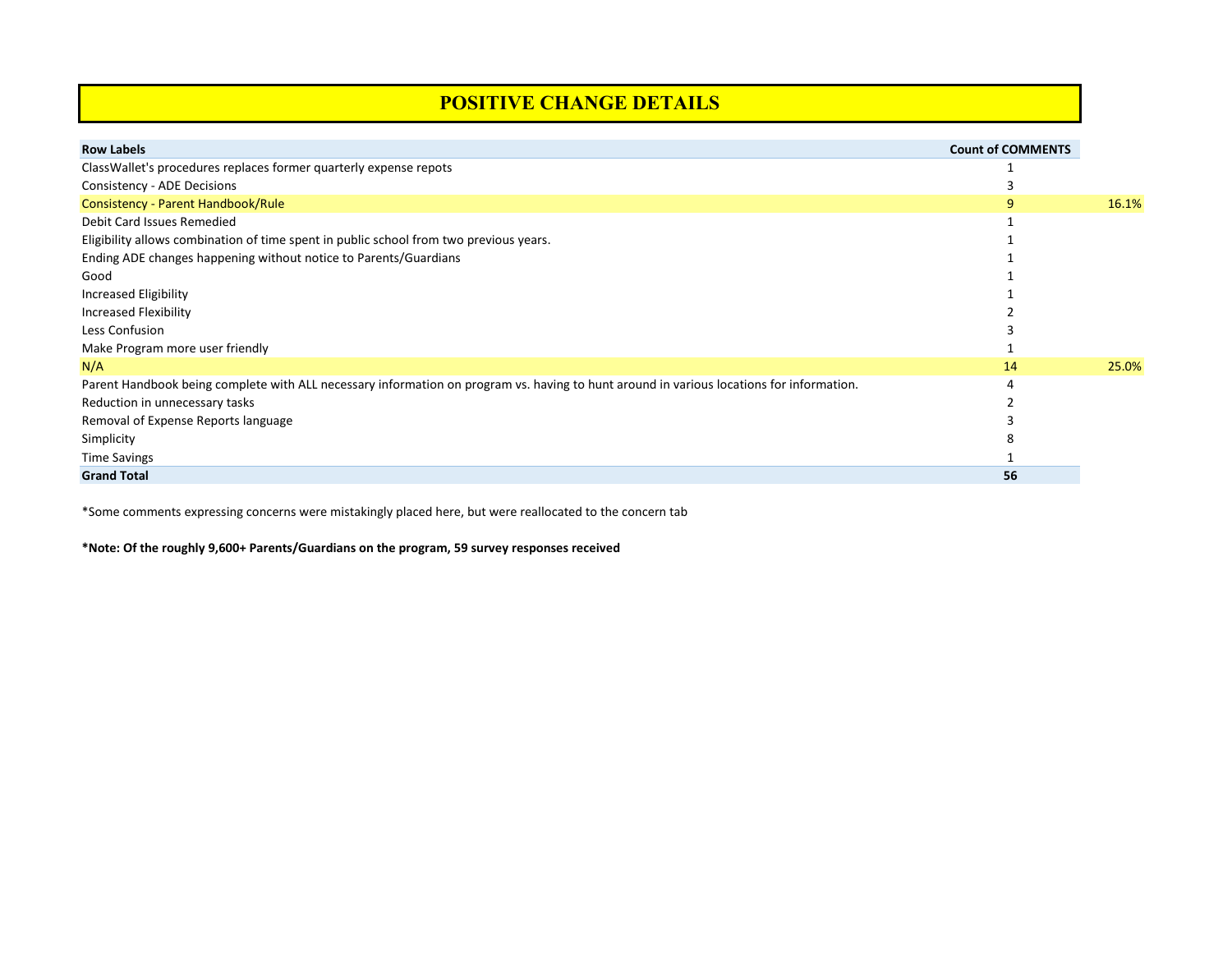# POSITIVE CHANGE DETAILS

| Row Labels | Count of COMMENTS | |
|---|---|---|
| ClassWallet's procedures replaces former quarterly expense repots | 1 | |
| Consistency - ADE Decisions | 3 | |
| Consistency - Parent Handbook/Rule | 9 | 16.1% |
| Debit Card Issues Remedied | 1 | |
| Eligibility allows combination of time spent in public school from two previous years. | 1 | |
| Ending ADE changes happening without notice to Parents/Guardians | 1 | |
| Good | 1 | |
| Increased Eligibility | 1 | |
| Increased Flexibility | 2 | |
| Less Confusion | 3 | |
| Make Program more user friendly | 1 | |
| N/A | 14 | 25.0% |
| Parent Handbook being complete with ALL necessary information on program vs. having to hunt around in various locations for information. | 4 | |
| Reduction in unnecessary tasks | 2 | |
| Removal of Expense Reports language | 3 | |
| Simplicity | 8 | |
| Time Savings | 1 | |
| **Grand Total** | **56** | |

*Some comments expressing concerns were mistakingly placed here, but were reallocated to the concern tab

***Note: Of the roughly 9,600+ Parents/Guardians on the program, 59 survey responses received**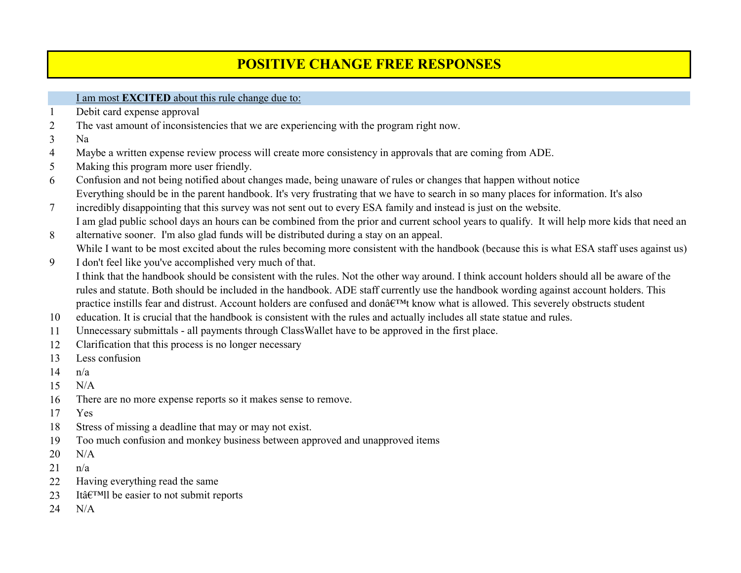# POSITIVE CHANGE FREE RESPONSES

| | I am most **EXCITED** about this rule change due to: |
|---|---|
| 1 | Debit card expense approval |
| 2 | The vast amount of inconsistencies that we are experiencing with the program right now. |
| 3 | Na |
| 4 | Maybe a written expense review process will create more consistency in approvals that are coming from ADE. |
| 5 | Making this program more user friendly. |
| 6 | Confusion and not being notified about changes made, being unaware of rules or changes that happen without notice |
| 7 | Everything should be in the parent handbook. It's very frustrating that we have to search in so many places for information. It's also incredibly disappointing that this survey was not sent out to every ESA family and instead is just on the website. |
| 8 | I am glad public school days an hours can be combined from the prior and current school years to qualify. It will help more kids that need an alternative sooner. I'm also glad funds will be distributed during a stay on an appeal. |
| 9 | While I want to be most excited about the rules becoming more consistent with the handbook (because this is what ESA staff uses against us) I don't feel like you've accomplished very much of that. |
| 10 | I think that the handbook should be consistent with the rules. Not the other way around. I think account holders should all be aware of the rules and statute. Both should be included in the handbook. ADE staff currently use the handbook wording against account holders. This practice instills fear and distrust. Account holders are confused and donâ€™t know what is allowed. This severely obstructs student education. It is crucial that the handbook is consistent with the rules and actually includes all state statue and rules. |
| 11 | Unnecessary submittals - all payments through ClassWallet have to be approved in the first place. |
| 12 | Clarification that this process is no longer necessary |
| 13 | Less confusion |
| 14 | n/a |
| 15 | N/A |
| 16 | There are no more expense reports so it makes sense to remove. |
| 17 | Yes |
| 18 | Stress of missing a deadline that may or may not exist. |
| 19 | Too much confusion and monkey business between approved and unapproved items |
| 20 | N/A |
| 21 | n/a |
| 22 | Having everything read the same |
| 23 | Itâ€™ll be easier to not submit reports |
| 24 | N/A |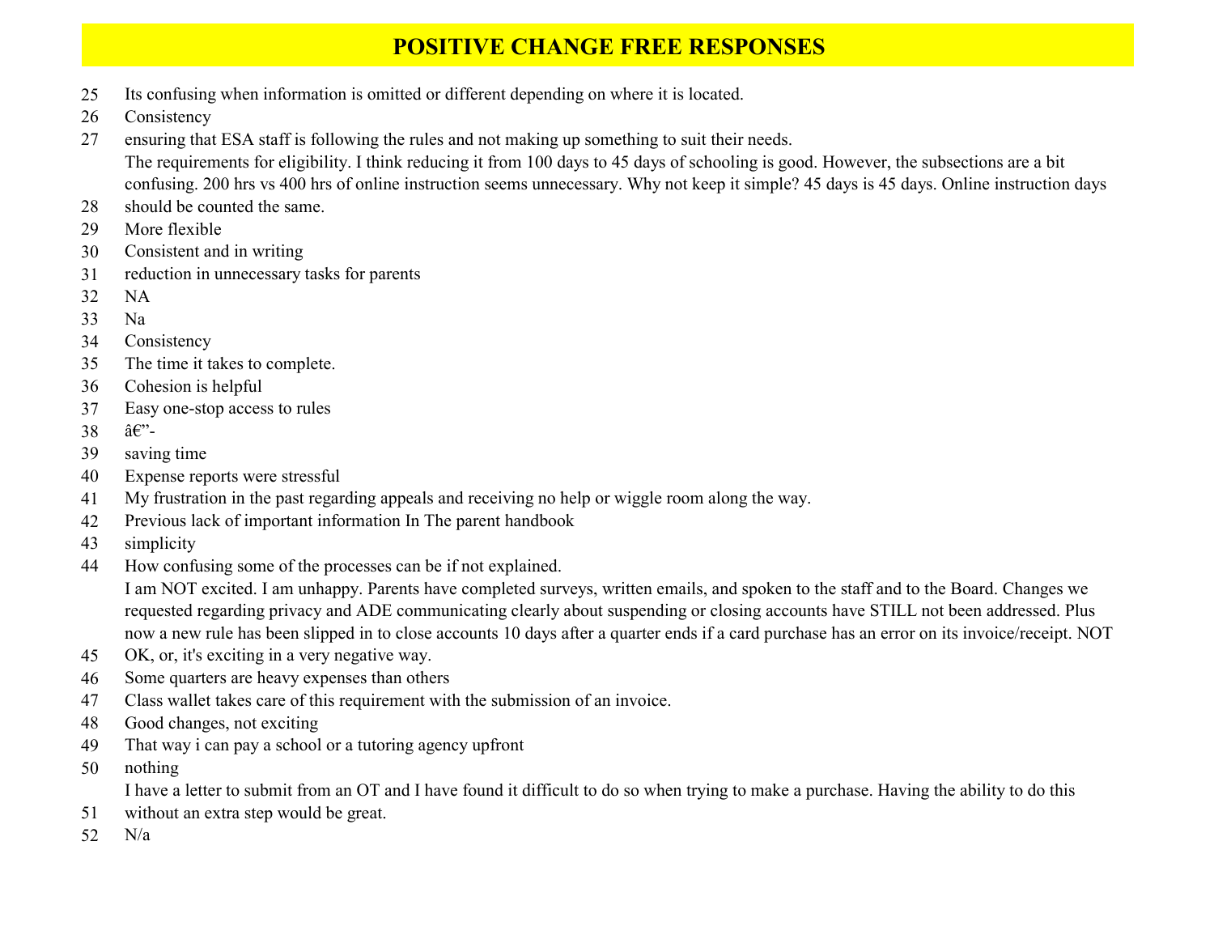# POSITIVE CHANGE FREE RESPONSES

| # | Response |
|---|---|
| 25 | Its confusing when information is omitted or different depending on where it is located. |
| 26 | Consistency |
| 27 | ensuring that ESA staff is following the rules and not making up something to suit their needs. |
| 28 | The requirements for eligibility. I think reducing it from 100 days to 45 days of schooling is good. However, the subsections are a bit confusing. 200 hrs vs 400 hrs of online instruction seems unnecessary. Why not keep it simple? 45 days is 45 days. Online instruction days should be counted the same. |
| 29 | More flexible |
| 30 | Consistent and in writing |
| 31 | reduction in unnecessary tasks for parents |
| 32 | NA |
| 33 | Na |
| 34 | Consistency |
| 35 | The time it takes to complete. |
| 36 | Cohesion is helpful |
| 37 | Easy one-stop access to rules |
| 38 | â€”- |
| 39 | saving time |
| 40 | Expense reports were stressful |
| 41 | My frustration in the past regarding appeals and receiving no help or wiggle room along the way. |
| 42 | Previous lack of important information In The parent handbook |
| 43 | simplicity |
| 44 | How confusing some of the processes can be if not explained. |
| 45 | I am NOT excited. I am unhappy. Parents have completed surveys, written emails, and spoken to the staff and to the Board. Changes we requested regarding privacy and ADE communicating clearly about suspending or closing accounts have STILL not been addressed. Plus now a new rule has been slipped in to close accounts 10 days after a quarter ends if a card purchase has an error on its invoice/receipt. NOT OK, or, it's exciting in a very negative way. |
| 46 | Some quarters are heavy expenses than others |
| 47 | Class wallet takes care of this requirement with the submission of an invoice. |
| 48 | Good changes, not exciting |
| 49 | That way i can pay a school or a tutoring agency upfront |
| 50 | nothing |
| 51 | I have a letter to submit from an OT and I have found it difficult to do so when trying to make a purchase. Having the ability to do this without an extra step would be great. |
| 52 | N/a |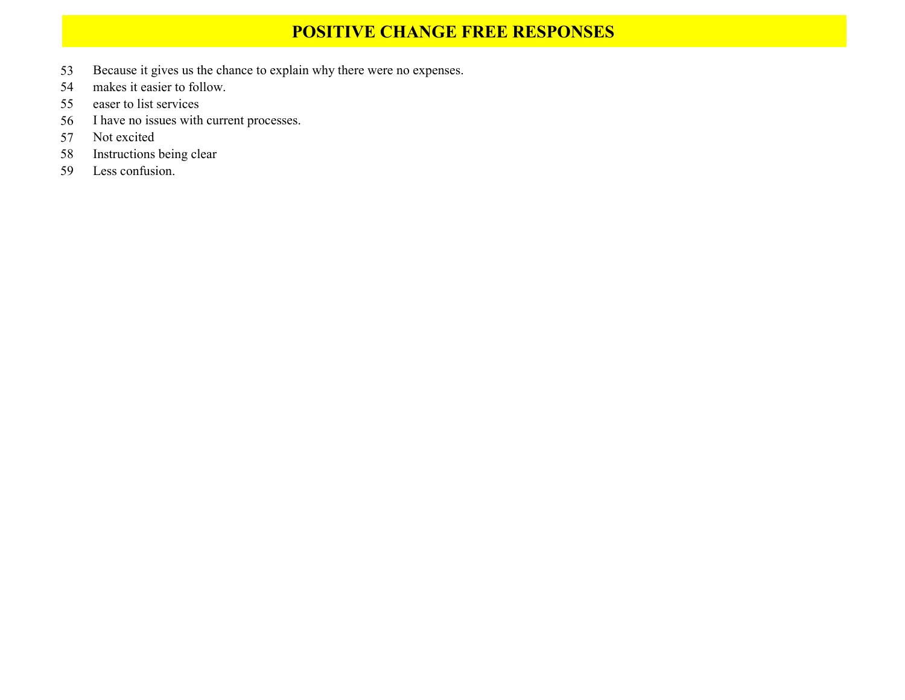# POSITIVE CHANGE FREE RESPONSES

53 Because it gives us the chance to explain why there were no expenses.
54 makes it easier to follow.
55 easer to list services
56 I have no issues with current processes.
57 Not excited
58 Instructions being clear
59 Less confusion.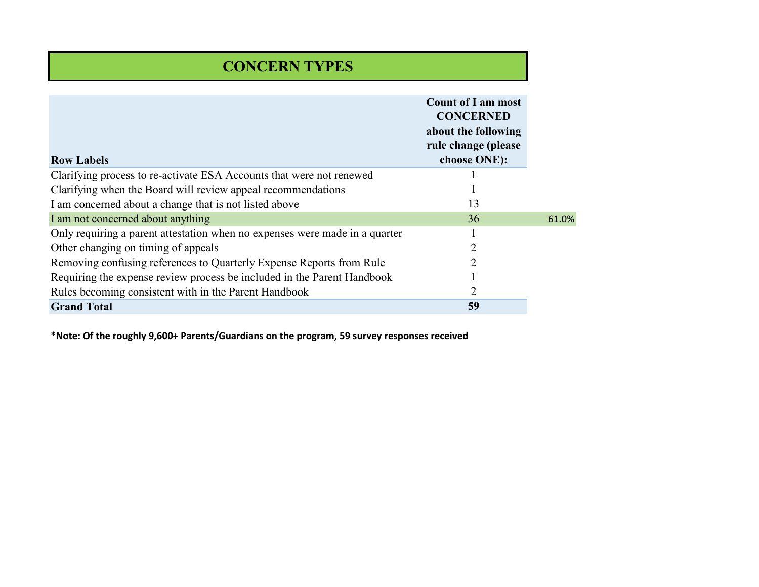# CONCERN TYPES

| Row Labels | Count of I am most CONCERNED about the following rule change (please choose ONE): | |
|---|---|---|
| Clarifying process to re-activate ESA Accounts that were not renewed | 1 | |
| Clarifying when the Board will review appeal recommendations | 1 | |
| I am concerned about a change that is not listed above | 13 | |
| I am not concerned about anything | 36 | 61.0% |
| Only requiring a parent attestation when no expenses were made in a quarter | 1 | |
| Other changing on timing of appeals | 2 | |
| Removing confusing references to Quarterly Expense Reports from Rule | 2 | |
| Requiring the expense review process be included in the Parent Handbook | 1 | |
| Rules becoming consistent with in the Parent Handbook | 2 | |
| **Grand Total** | **59** | |

**\*Note: Of the roughly 9,600+ Parents/Guardians on the program, 59 survey responses received**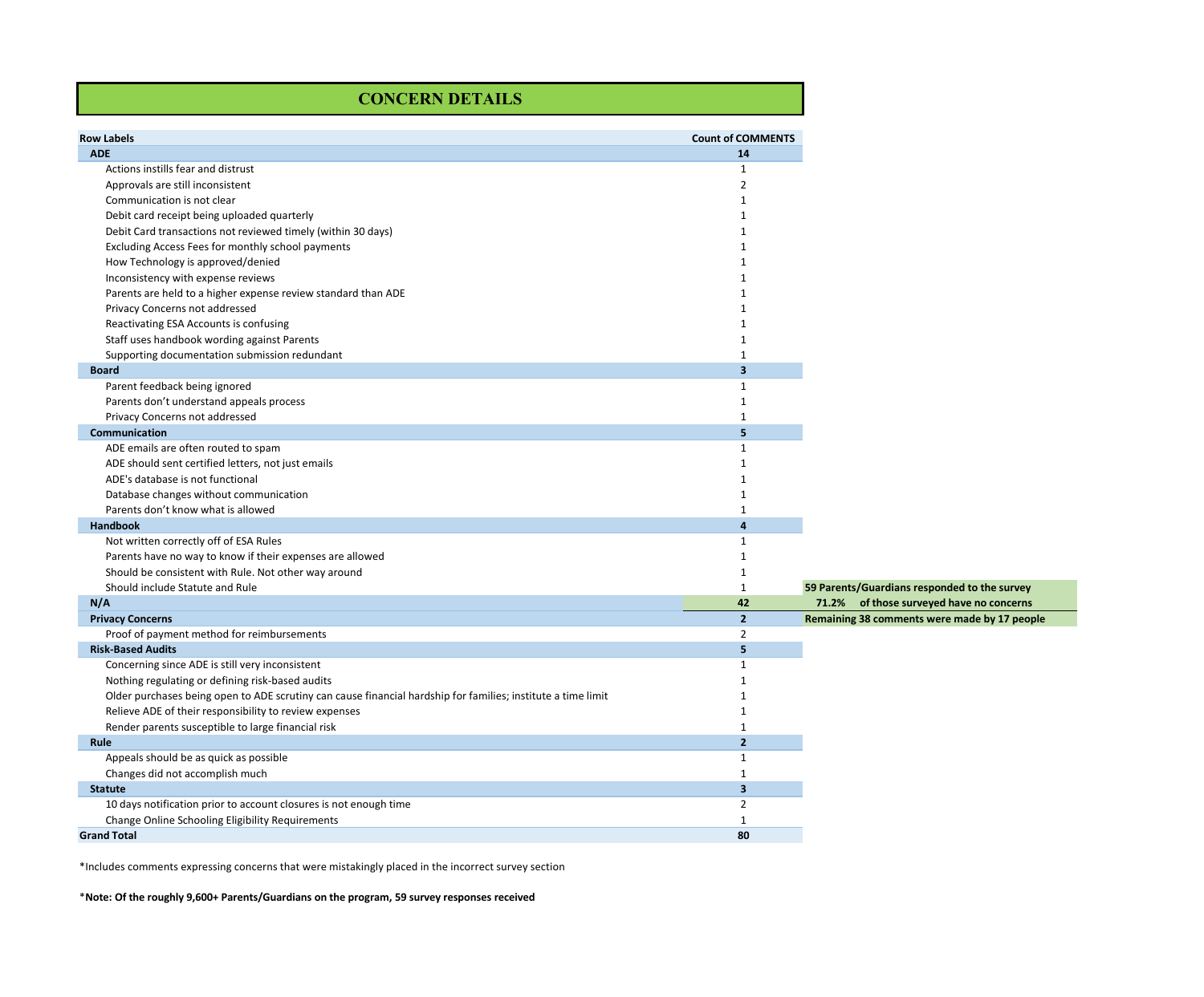# CONCERN DETAILS

| Row Labels | Count of COMMENTS |
|---|---|
| **ADE** | **14** |
| Actions instills fear and distrust | 1 |
| Approvals are still inconsistent | 2 |
| Communication is not clear | 1 |
| Debit card receipt being uploaded quarterly | 1 |
| Debit Card transactions not reviewed timely (within 30 days) | 1 |
| Excluding Access Fees for monthly school payments | 1 |
| How Technology is approved/denied | 1 |
| Inconsistency with expense reviews | 1 |
| Parents are held to a higher expense review standard than ADE | 1 |
| Privacy Concerns not addressed | 1 |
| Reactivating ESA Accounts is confusing | 1 |
| Staff uses handbook wording against Parents | 1 |
| Supporting documentation submission redundant | 1 |
| **Board** | **3** |
| Parent feedback being ignored | 1 |
| Parents don't understand appeals process | 1 |
| Privacy Concerns not addressed | 1 |
| **Communication** | **5** |
| ADE emails are often routed to spam | 1 |
| ADE should sent certified letters, not just emails | 1 |
| ADE's database is not functional | 1 |
| Database changes without communication | 1 |
| Parents don't know what is allowed | 1 |
| **Handbook** | **4** |
| Not written correctly off of ESA Rules | 1 |
| Parents have no way to know if their expenses are allowed | 1 |
| Should be consistent with Rule. Not other way around | 1 |
| Should include Statute and Rule | 1 |
| **N/A** | **42** |
| **Privacy Concerns** | **2** |
| Proof of payment method for reimbursements | 2 |
| **Risk-Based Audits** | **5** |
| Concerning since ADE is still very inconsistent | 1 |
| Nothing regulating or defining risk-based audits | 1 |
| Older purchases being open to ADE scrutiny can cause financial hardship for families; institute a time limit | 1 |
| Relieve ADE of their responsibility to review expenses | 1 |
| Render parents susceptible to large financial risk | 1 |
| **Rule** | **2** |
| Appeals should be as quick as possible | 1 |
| Changes did not accomplish much | 1 |
| **Statute** | **3** |
| 10 days notification prior to account closures is not enough time | 2 |
| Change Online Schooling Eligibility Requirements | 1 |
| **Grand Total** | **80** |

**59 Parents/Guardians responded to the survey**
**71.2% of those surveyed have no concerns**
**Remaining 38 comments were made by 17 people**

*Includes comments expressing concerns that were mistakingly placed in the incorrect survey section

***Note: Of the roughly 9,600+ Parents/Guardians on the program, 59 survey responses received**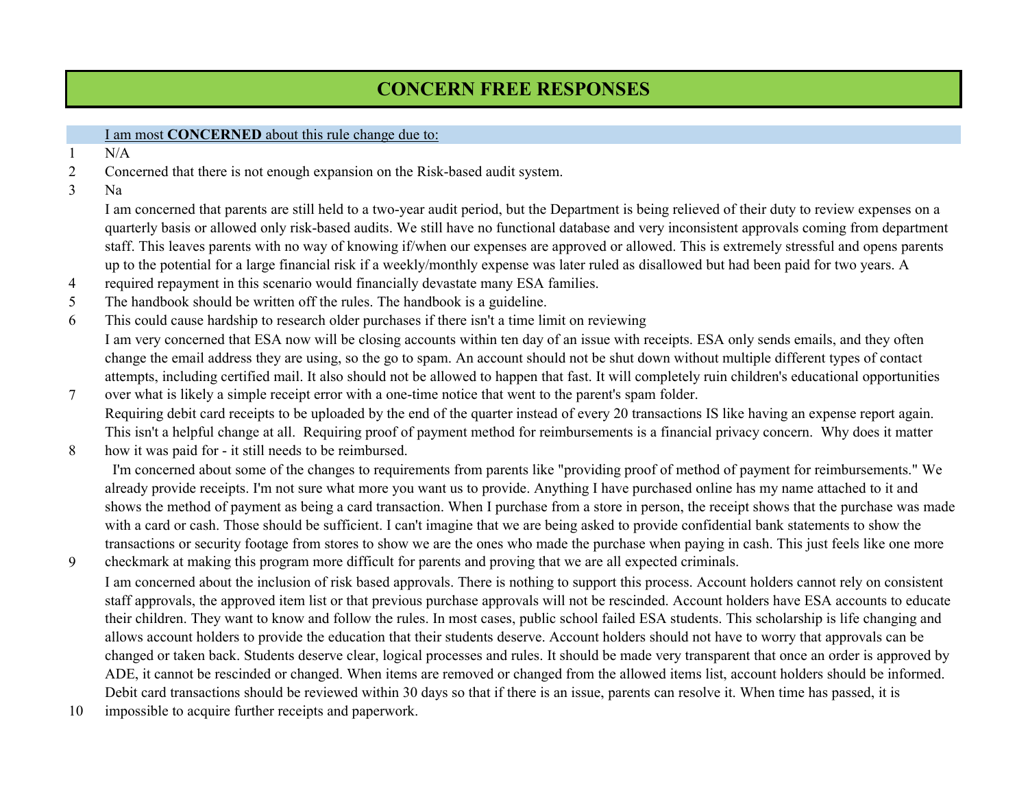# CONCERN FREE RESPONSES

| # | I am most **CONCERNED** about this rule change due to: |
|---|---|
| 1 | N/A |
| 2 | Concerned that there is not enough expansion on the Risk-based audit system. |
| 3 | Na |
| 4 | I am concerned that parents are still held to a two-year audit period, but the Department is being relieved of their duty to review expenses on a quarterly basis or allowed only risk-based audits. We still have no functional database and very inconsistent approvals coming from department staff. This leaves parents with no way of knowing if/when our expenses are approved or allowed. This is extremely stressful and opens parents up to the potential for a large financial risk if a weekly/monthly expense was later ruled as disallowed but had been paid for two years. A required repayment in this scenario would financially devastate many ESA families. |
| 5 | The handbook should be written off the rules. The handbook is a guideline. |
| 6 | This could cause hardship to research older purchases if there isn't a time limit on reviewing |
| 7 | I am very concerned that ESA now will be closing accounts within ten day of an issue with receipts. ESA only sends emails, and they often change the email address they are using, so the go to spam. An account should not be shut down without multiple different types of contact attempts, including certified mail. It also should not be allowed to happen that fast. It will completely ruin children's educational opportunities over what is likely a simple receipt error with a one-time notice that went to the parent's spam folder. |
| 8 | Requiring debit card receipts to be uploaded by the end of the quarter instead of every 20 transactions IS like having an expense report again. This isn't a helpful change at all. Requiring proof of payment method for reimbursements is a financial privacy concern. Why does it matter how it was paid for - it still needs to be reimbursed. |
| 9 | I'm concerned about some of the changes to requirements from parents like "providing proof of method of payment for reimbursements." We already provide receipts. I'm not sure what more you want us to provide. Anything I have purchased online has my name attached to it and shows the method of payment as being a card transaction. When I purchase from a store in person, the receipt shows that the purchase was made with a card or cash. Those should be sufficient. I can't imagine that we are being asked to provide confidential bank statements to show the transactions or security footage from stores to show we are the ones who made the purchase when paying in cash. This just feels like one more checkmark at making this program more difficult for parents and proving that we are all expected criminals. |
| 10 | I am concerned about the inclusion of risk based approvals. There is nothing to support this process. Account holders cannot rely on consistent staff approvals, the approved item list or that previous purchase approvals will not be rescinded. Account holders have ESA accounts to educate their children. They want to know and follow the rules. In most cases, public school failed ESA students. This scholarship is life changing and allows account holders to provide the education that their students deserve. Account holders should not have to worry that approvals can be changed or taken back. Students deserve clear, logical processes and rules. It should be made very transparent that once an order is approved by ADE, it cannot be rescinded or changed. When items are removed or changed from the allowed items list, account holders should be informed. Debit card transactions should be reviewed within 30 days so that if there is an issue, parents can resolve it. When time has passed, it is impossible to acquire further receipts and paperwork. |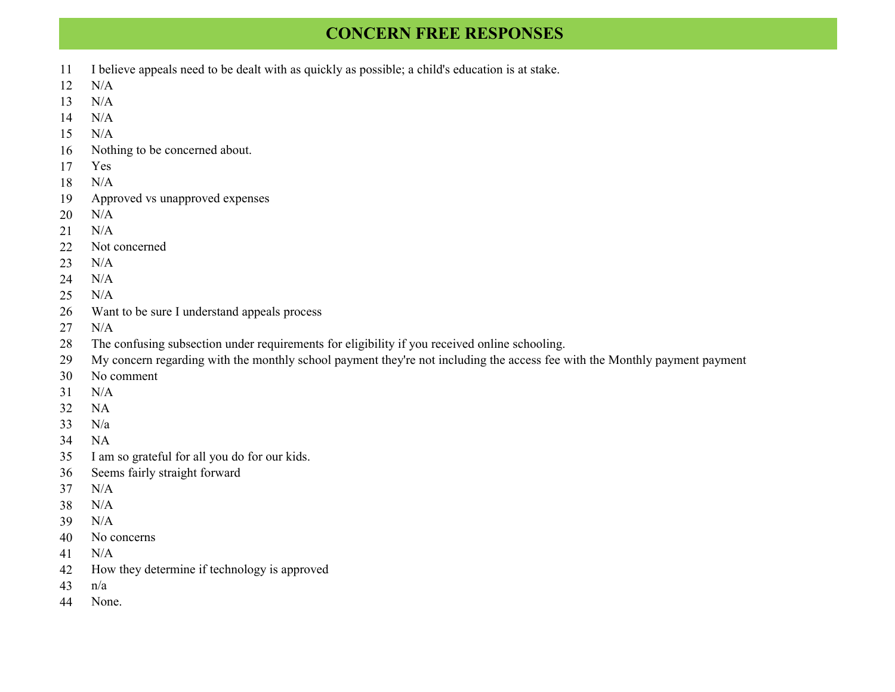# CONCERN FREE RESPONSES

11 I believe appeals need to be dealt with as quickly as possible; a child's education is at stake.
12 N/A
13 N/A
14 N/A
15 N/A
16 Nothing to be concerned about.
17 Yes
18 N/A
19 Approved vs unapproved expenses
20 N/A
21 N/A
22 Not concerned
23 N/A
24 N/A
25 N/A
26 Want to be sure I understand appeals process
27 N/A
28 The confusing subsection under requirements for eligibility if you received online schooling.
29 My concern regarding with the monthly school payment they're not including the access fee with the Monthly payment payment
30 No comment
31 N/A
32 NA
33 N/a
34 NA
35 I am so grateful for all you do for our kids.
36 Seems fairly straight forward
37 N/A
38 N/A
39 N/A
40 No concerns
41 N/A
42 How they determine if technology is approved
43 n/a
44 None.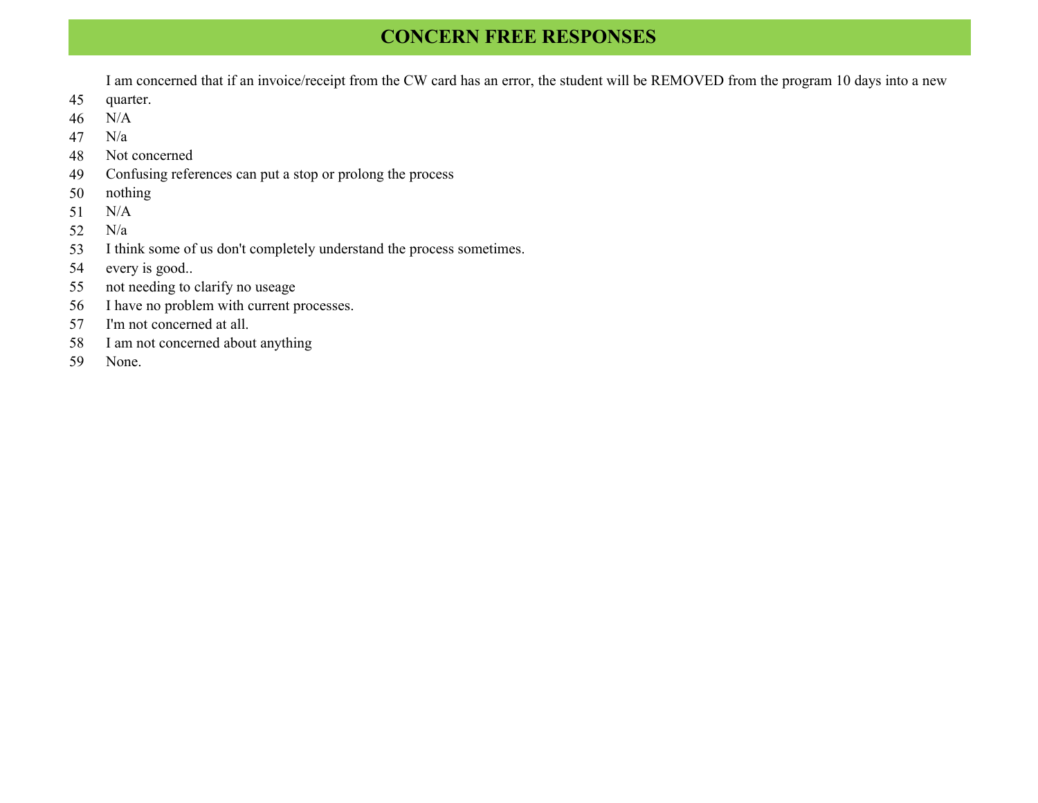## CONCERN FREE RESPONSES

| # | Response |
|---|---|
| 45 | I am concerned that if an invoice/receipt from the CW card has an error, the student will be REMOVED from the program 10 days into a new quarter. |
| 46 | N/A |
| 47 | N/a |
| 48 | Not concerned |
| 49 | Confusing references can put a stop or prolong the process |
| 50 | nothing |
| 51 | N/A |
| 52 | N/a |
| 53 | I think some of us don't completely understand the process sometimes. |
| 54 | every is good.. |
| 55 | not needing to clarify no useage |
| 56 | I have no problem with current processes. |
| 57 | I'm not concerned at all. |
| 58 | I am not concerned about anything |
| 59 | None. |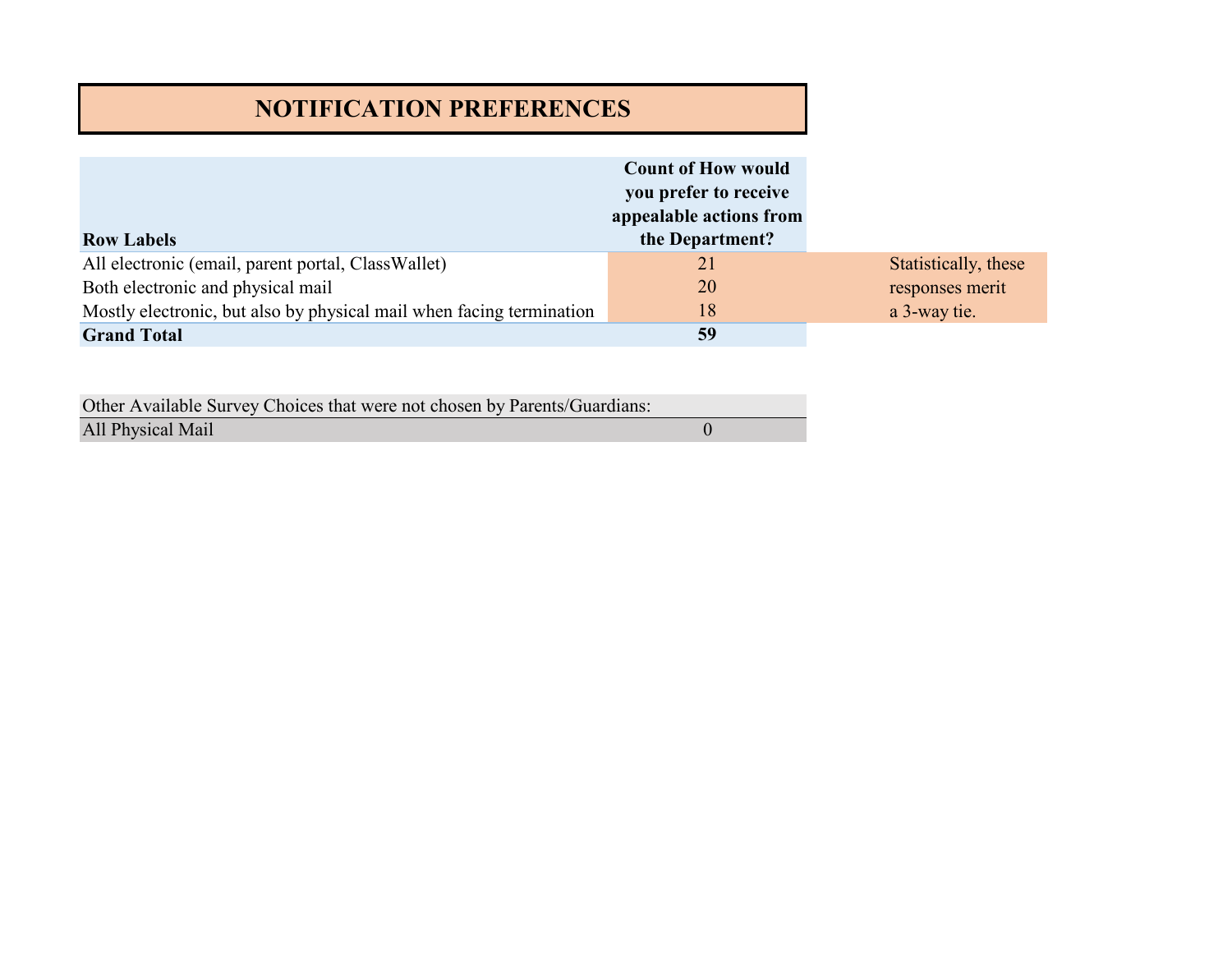# NOTIFICATION PREFERENCES

| Row Labels | Count of How would you prefer to receive appealable actions from the Department? |
|---|---|
| All electronic (email, parent portal, ClassWallet) | 21 |
| Both electronic and physical mail | 20 |
| Mostly electronic, but also by physical mail when facing termination | 18 |
| **Grand Total** | **59** |

Statistically, these responses merit a 3-way tie.

| Other Available Survey Choices that were not chosen by Parents/Guardians: | |
|---|---|
| All Physical Mail | 0 |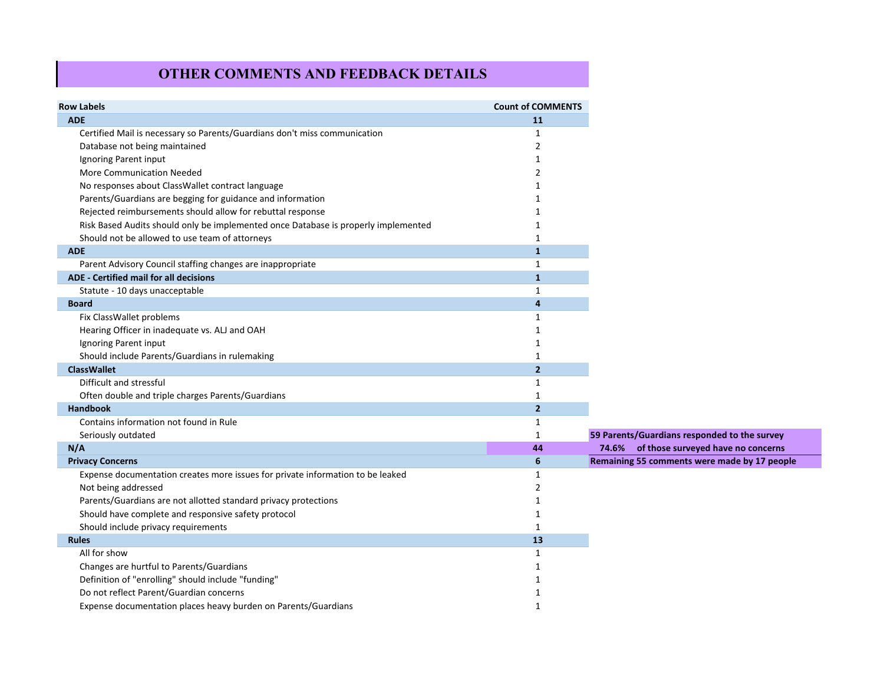# OTHER COMMENTS AND FEEDBACK DETAILS

| Row Labels | Count of COMMENTS |
|---|---|
| **ADE** | **11** |
| Certified Mail is necessary so Parents/Guardians don't miss communication | 1 |
| Database not being maintained | 2 |
| Ignoring Parent input | 1 |
| More Communication Needed | 2 |
| No responses about ClassWallet contract language | 1 |
| Parents/Guardians are begging for guidance and information | 1 |
| Rejected reimbursements should allow for rebuttal response | 1 |
| Risk Based Audits should only be implemented once Database is properly implemented | 1 |
| Should not be allowed to use team of attorneys | 1 |
| **ADE** | **1** |
| Parent Advisory Council staffing changes are inappropriate | 1 |
| **ADE - Certified mail for all decisions** | **1** |
| Statute - 10 days unacceptable | 1 |
| **Board** | **4** |
| Fix ClassWallet problems | 1 |
| Hearing Officer in inadequate vs. ALJ and OAH | 1 |
| Ignoring Parent input | 1 |
| Should include Parents/Guardians in rulemaking | 1 |
| **ClassWallet** | **2** |
| Difficult and stressful | 1 |
| Often double and triple charges Parents/Guardians | 1 |
| **Handbook** | **2** |
| Contains information not found in Rule | 1 |
| Seriously outdated | 1 |
| **N/A** | **44** |
| **Privacy Concerns** | **6** |
| Expense documentation creates more issues for private information to be leaked | 1 |
| Not being addressed | 2 |
| Parents/Guardians are not allotted standard privacy protections | 1 |
| Should have complete and responsive safety protocol | 1 |
| Should include privacy requirements | 1 |
| **Rules** | **13** |
| All for show | 1 |
| Changes are hurtful to Parents/Guardians | 1 |
| Definition of "enrolling" should include "funding" | 1 |
| Do not reflect Parent/Guardian concerns | 1 |
| Expense documentation places heavy burden on Parents/Guardians | 1 |

**59 Parents/Guardians responded to the survey**

**74.6% of those surveyed have no concerns**

**Remaining 55 comments were made by 17 people**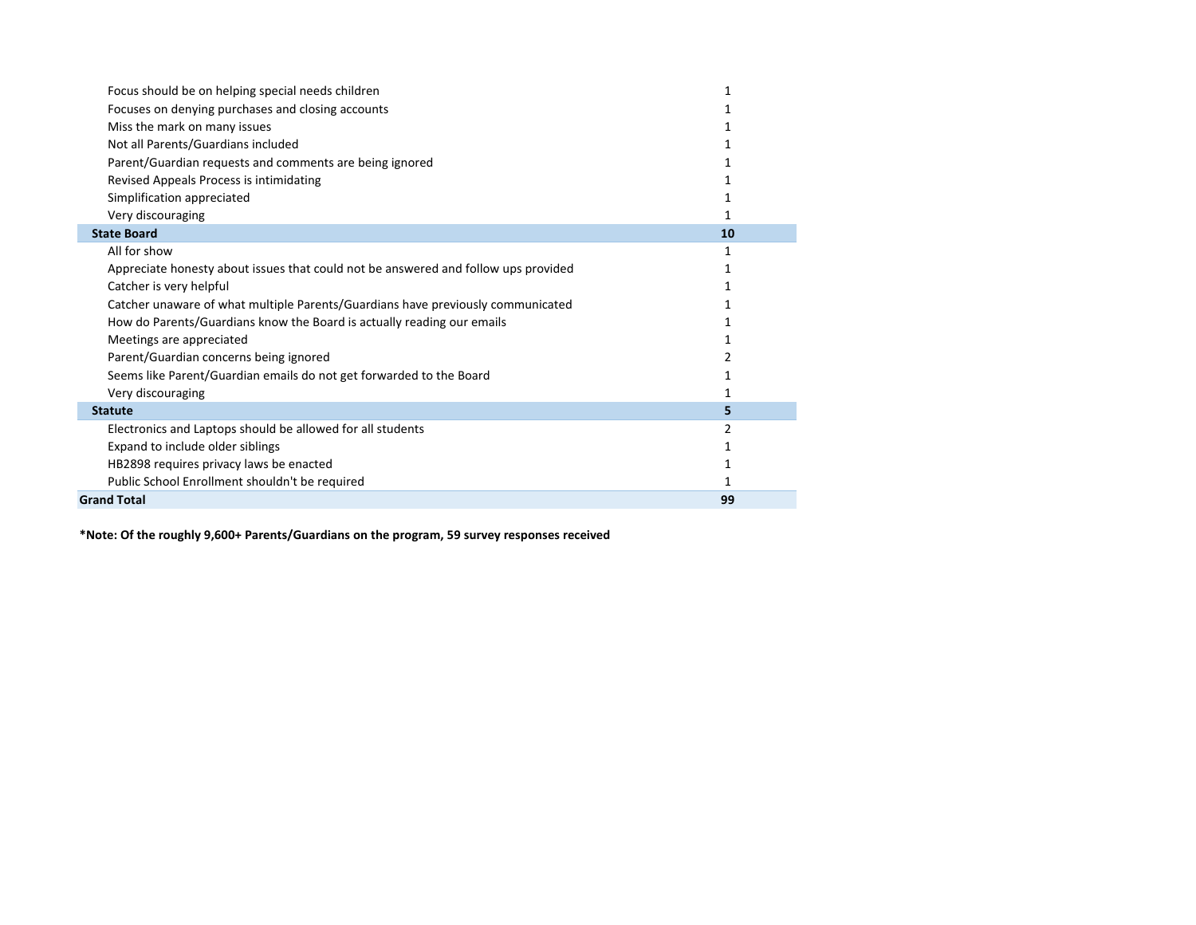| | |
|---|---|
| Focus should be on helping special needs children | 1 |
| Focuses on denying purchases and closing accounts | 1 |
| Miss the mark on many issues | 1 |
| Not all Parents/Guardians included | 1 |
| Parent/Guardian requests and comments are being ignored | 1 |
| Revised Appeals Process is intimidating | 1 |
| Simplification appreciated | 1 |
| Very discouraging | 1 |
| **State Board** | **10** |
| All for show | 1 |
| Appreciate honesty about issues that could not be answered and follow ups provided | 1 |
| Catcher is very helpful | 1 |
| Catcher unaware of what multiple Parents/Guardians have previously communicated | 1 |
| How do Parents/Guardians know the Board is actually reading our emails | 1 |
| Meetings are appreciated | 1 |
| Parent/Guardian concerns being ignored | 2 |
| Seems like Parent/Guardian emails do not get forwarded to the Board | 1 |
| Very discouraging | 1 |
| **Statute** | **5** |
| Electronics and Laptops should be allowed for all students | 2 |
| Expand to include older siblings | 1 |
| HB2898 requires privacy laws be enacted | 1 |
| Public School Enrollment shouldn't be required | 1 |
| **Grand Total** | **99** |

**\*Note: Of the roughly 9,600+ Parents/Guardians on the program, 59 survey responses received**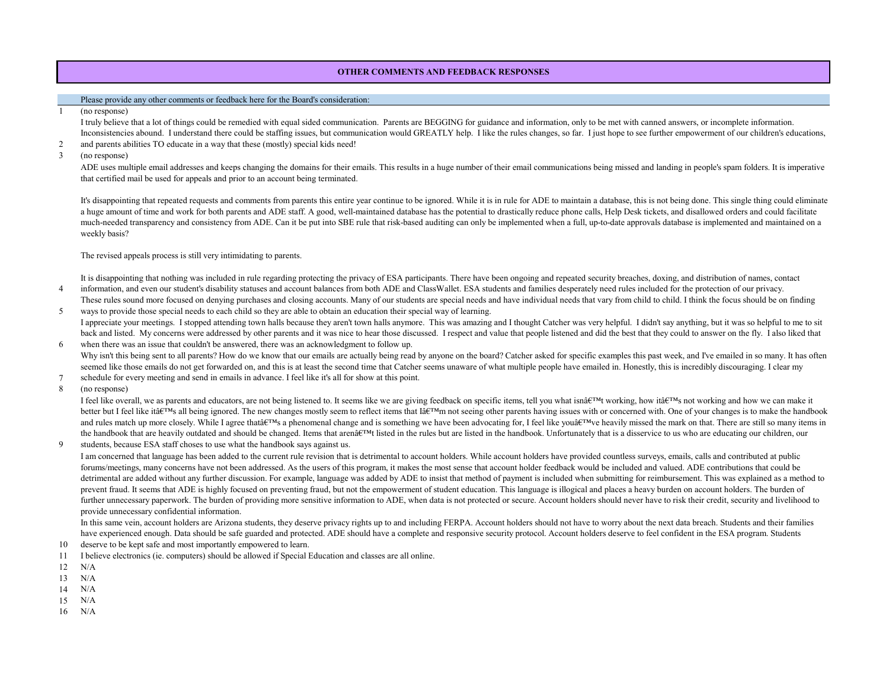**OTHER COMMENTS AND FEEDBACK RESPONSES**

| | Please provide any other comments or feedback here for the Board's consideration: |
|---|---|
| 1 | (no response) |
| 2 | I truly believe that a lot of things could be remedied with equal sided communication. Parents are BEGGING for guidance and information, only to be met with canned answers, or incomplete information. Inconsistencies abound. I understand there could be staffing issues, but communication would GREATLY help. I like the rules changes, so far. I just hope to see further empowerment of our children's educations, and parents abilities TO educate in a way that these (mostly) special kids need! |
| 3 | (no response) |
| 4 | ADE uses multiple email addresses and keeps changing the domains for their emails. This results in a huge number of their email communications being missed and landing in people's spam folders. It is imperative that certified mail be used for appeals and prior to an account being terminated.<br><br>It's disappointing that repeated requests and comments from parents this entire year continue to be ignored. While it is in rule for ADE to maintain a database, this is not being done. This single thing could eliminate a huge amount of time and work for both parents and ADE staff. A good, well-maintained database has the potential to drastically reduce phone calls, Help Desk tickets, and disallowed orders and could facilitate much-needed transparency and consistency from ADE. Can it be put into SBE rule that risk-based auditing can only be implemented when a full, up-to-date approvals database is implemented and maintained on a weekly basis?<br><br>The revised appeals process is still very intimidating to parents.<br><br>It is disappointing that nothing was included in rule regarding protecting the privacy of ESA participants. There have been ongoing and repeated security breaches, doxing, and distribution of names, contact information, and even our student's disability statuses and account balances from both ADE and ClassWallet. ESA students and families desperately need rules included for the protection of our privacy. |
| 5 | These rules sound more focused on denying purchases and closing accounts. Many of our students are special needs and have individual needs that vary from child to child. I think the focus should be on finding ways to provide those special needs to each child so they are able to obtain an education their special way of learning. |
| 6 | I appreciate your meetings. I stopped attending town halls because they aren't town halls anymore. This was amazing and I thought Catcher was very helpful. I didn't say anything, but it was so helpful to me to sit back and listed. My concerns were addressed by other parents and it was nice to hear those discussed. I respect and value that people listened and did the best that they could to answer on the fly. I also liked that when there was an issue that couldn't be answered, there was an acknowledgment to follow up. |
| 7 | Why isn't this being sent to all parents? How do we know that our emails are actually being read by anyone on the board? Catcher asked for specific examples this past week, and I've emailed in so many. It has often seemed like those emails do not get forwarded on, and this is at least the second time that Catcher seems unaware of what multiple people have emailed in. Honestly, this is incredibly discouraging. I clear my schedule for every meeting and send in emails in advance. I feel like it's all for show at this point. |
| 8 | (no response) |
| 9 | I feel like overall, we as parents and educators, are not being listened to. It seems like we are giving feedback on specific items, tell you what isnâ€™t working, how itâ€™s not working and how we can make it better but I feel like itâ€™s all being ignored. The new changes mostly seem to reflect items that Iâ€™m not seeing other parents having issues with or concerned with. One of your changes is to make the handbook and rules match up more closely. While I agree thatâ€™s a phenomenal change and is something we have been advocating for, I feel like youâ€™ve heavily missed the mark on that. There are still so many items in the handbook that are heavily outdated and should be changed. Items that arenâ€™t listed in the rules but are listed in the handbook. Unfortunately that is a disservice to us who are educating our children, our students, because ESA staff choses to use what the handbook says against us. |
| 10 | I am concerned that language has been added to the current rule revision that is detrimental to account holders. While account holders have provided countless surveys, emails, calls and contributed at public forums/meetings, many concerns have not been addressed. As the users of this program, it makes the most sense that account holder feedback would be included and valued. ADE contributions that could be detrimental are added without any further discussion. For example, language was added by ADE to insist that method of payment is included when submitting for reimbursement. This was explained as a method to prevent fraud. It seems that ADE is highly focused on preventing fraud, but not the empowerment of student education. This language is illogical and places a heavy burden on account holders. The burden of further unnecessary paperwork. The burden of providing more sensitive information to ADE, when data is not protected or secure. Account holders should never have to risk their credit, security and livelihood to provide unnecessary confidential information.<br>In this same vein, account holders are Arizona students, they deserve privacy rights up to and including FERPA. Account holders should not have to worry about the next data breach. Students and their families have experienced enough. Data should be safe guarded and protected. ADE should have a complete and responsive security protocol. Account holders deserve to feel confident in the ESA program. Students deserve to be kept safe and most importantly empowered to learn. |
| 11 | I believe electronics (ie. computers) should be allowed if Special Education and classes are all online. |
| 12 | N/A |
| 13 | N/A |
| 14 | N/A |
| 15 | N/A |
| 16 | N/A |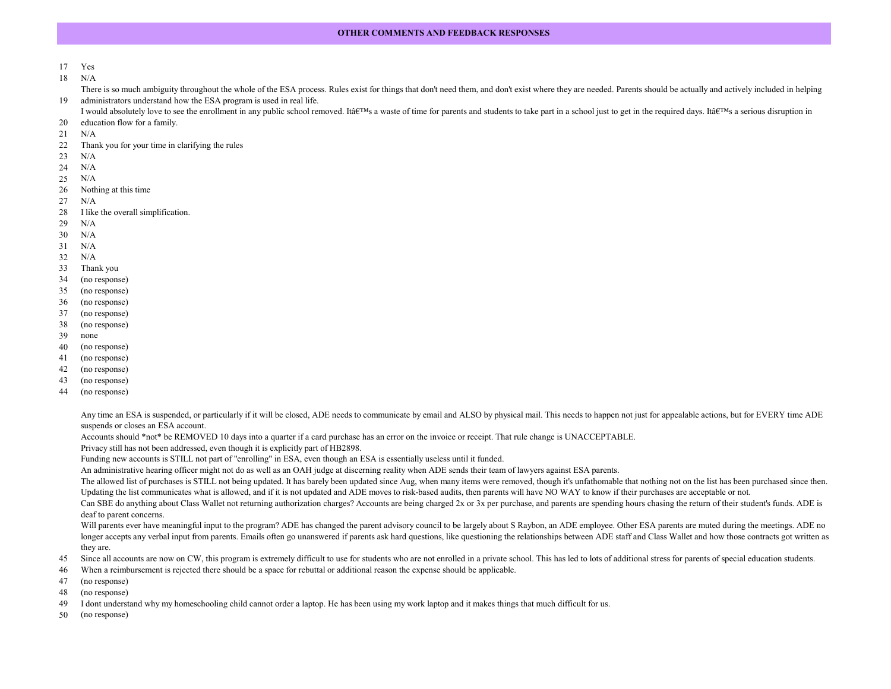## OTHER COMMENTS AND FEEDBACK RESPONSES

| | |
|---|---|
| 17 | Yes |
| 18 | N/A |
| 19 | There is so much ambiguity throughout the whole of the ESA process. Rules exist for things that don't need them, and don't exist where they are needed. Parents should be actually and actively included in helping administrators understand how the ESA program is used in real life. |
| 20 | I would absolutely love to see the enrollment in any public school removed. Itâ€™s a waste of time for parents and students to take part in a school just to get in the required days. Itâ€™s a serious disruption in education flow for a family. |
| 21 | N/A |
| 22 | Thank you for your time in clarifying the rules |
| 23 | N/A |
| 24 | N/A |
| 25 | N/A |
| 26 | Nothing at this time |
| 27 | N/A |
| 28 | I like the overall simplification. |
| 29 | N/A |
| 30 | N/A |
| 31 | N/A |
| 32 | N/A |
| 33 | Thank you |
| 34 | (no response) |
| 35 | (no response) |
| 36 | (no response) |
| 37 | (no response) |
| 38 | (no response) |
| 39 | none |
| 40 | (no response) |
| 41 | (no response) |
| 42 | (no response) |
| 43 | (no response) |
| 44 | (no response) |
| 45 | Any time an ESA is suspended, or particularly if it will be closed, ADE needs to communicate by email and ALSO by physical mail. This needs to happen not just for appealable actions, but for EVERY time ADE suspends or closes an ESA account.<br>Accounts should *not* be REMOVED 10 days into a quarter if a card purchase has an error on the invoice or receipt. That rule change is UNACCEPTABLE.<br>Privacy still has not been addressed, even though it is explicitly part of HB2898.<br>Funding new accounts is STILL not part of "enrolling" in ESA, even though an ESA is essentially useless until it funded.<br>An administrative hearing officer might not do as well as an OAH judge at discerning reality when ADE sends their team of lawyers against ESA parents.<br>The allowed list of purchases is STILL not being updated. It has barely been updated since Aug, when many items were removed, though it's unfathomable that nothing not on the list has been purchased since then. Updating the list communicates what is allowed, and if it is not updated and ADE moves to risk-based audits, then parents will have NO WAY to know if their purchases are acceptable or not.<br>Can SBE do anything about Class Wallet not returning authorization charges? Accounts are being charged 2x or 3x per purchase, and parents are spending hours chasing the return of their student's funds. ADE is deaf to parent concerns.<br>Will parents ever have meaningful input to the program? ADE has changed the parent advisory council to be largely about S Raybon, an ADE employee. Other ESA parents are muted during the meetings. ADE no longer accepts any verbal input from parents. Emails often go unanswered if parents ask hard questions, like questioning the relationships between ADE staff and Class Wallet and how those contracts got written as they are.<br>Since all accounts are now on CW, this program is extremely difficult to use for students who are not enrolled in a private school. This has led to lots of additional stress for parents of special education students. |
| 46 | When a reimbursement is rejected there should be a space for rebuttal or additional reason the expense should be applicable. |
| 47 | (no response) |
| 48 | (no response) |
| 49 | I dont understand why my homeschooling child cannot order a laptop. He has been using my work laptop and it makes things that much difficult for us. |
| 50 | (no response) |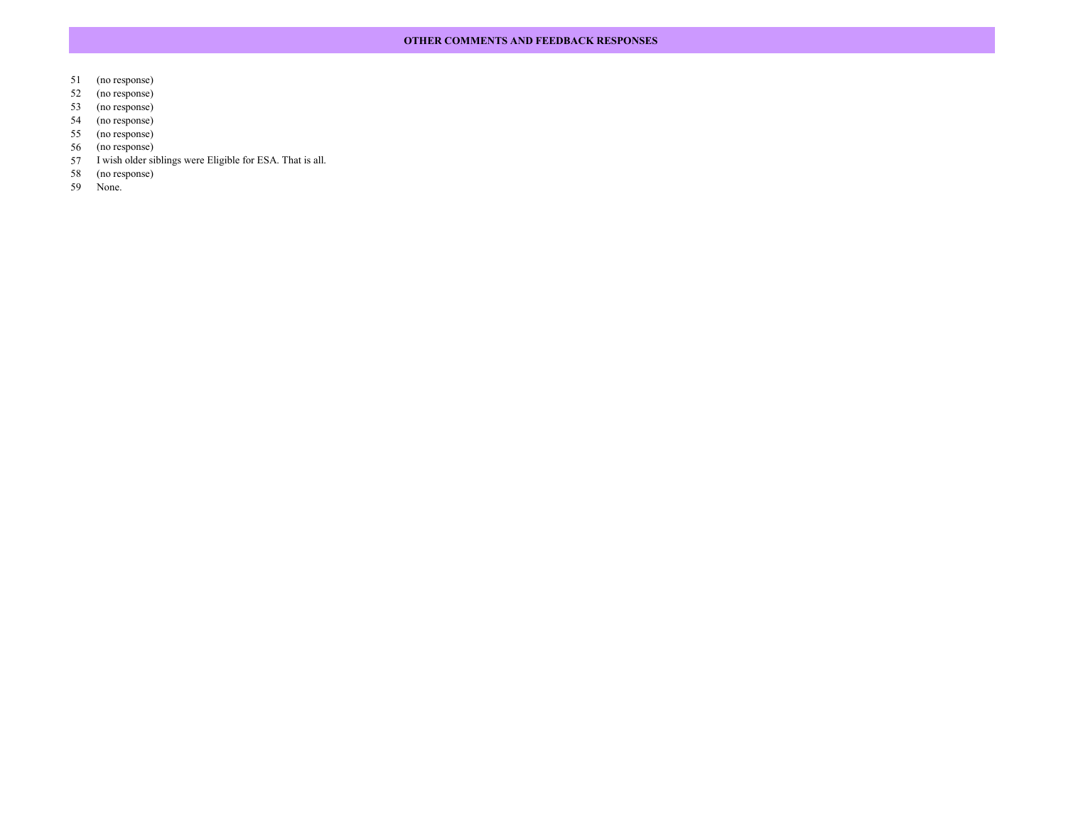## OTHER COMMENTS AND FEEDBACK RESPONSES

51 (no response)
52 (no response)
53 (no response)
54 (no response)
55 (no response)
56 (no response)
57 I wish older siblings were Eligible for ESA. That is all.
58 (no response)
59 None.